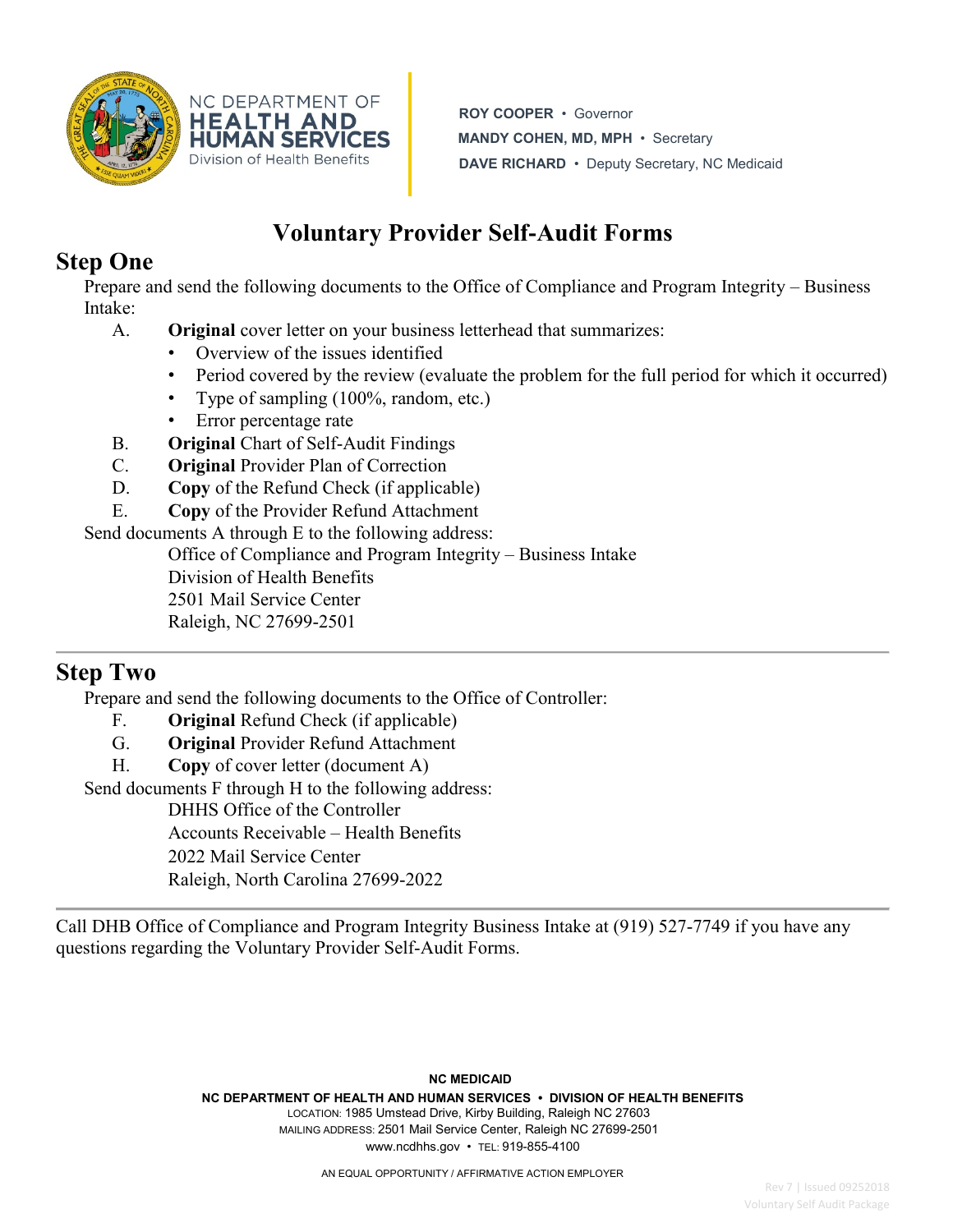NC DEPARTMENT OF **HEALTH AND HUMAN SERVICES**
Division of Health Benefits

**ROY COOPER** • Governor
**MANDY COHEN, MD, MPH** • Secretary
**DAVE RICHARD** • Deputy Secretary, NC Medicaid

# Voluntary Provider Self-Audit Forms

## Step One

Prepare and send the following documents to the Office of Compliance and Program Integrity – Business Intake:

A. **Original** cover letter on your business letterhead that summarizes:
   - Overview of the issues identified
   - Period covered by the review (evaluate the problem for the full period for which it occurred)
   - Type of sampling (100%, random, etc.)
   - Error percentage rate

B. **Original** Chart of Self-Audit Findings

C. **Original** Provider Plan of Correction

D. **Copy** of the Refund Check (if applicable)

E. **Copy** of the Provider Refund Attachment

Send documents A through E to the following address:

Office of Compliance and Program Integrity – Business Intake
Division of Health Benefits
2501 Mail Service Center
Raleigh, NC 27699-2501

---

## Step Two

Prepare and send the following documents to the Office of Controller:

F. **Original** Refund Check (if applicable)

G. **Original** Provider Refund Attachment

H. **Copy** of cover letter (document A)

Send documents F through H to the following address:

DHHS Office of the Controller
Accounts Receivable – Health Benefits
2022 Mail Service Center
Raleigh, North Carolina 27699-2022

---

Call DHB Office of Compliance and Program Integrity Business Intake at (919) 527-7749 if you have any questions regarding the Voluntary Provider Self-Audit Forms.

**NC MEDICAID**
**NC DEPARTMENT OF HEALTH AND HUMAN SERVICES • DIVISION OF HEALTH BENEFITS**
LOCATION: 1985 Umstead Drive, Kirby Building, Raleigh NC 27603
MAILING ADDRESS: 2501 Mail Service Center, Raleigh NC 27699-2501
www.ncdhhs.gov • TEL: 919-855-4100

AN EQUAL OPPORTUNITY / AFFIRMATIVE ACTION EMPLOYER

Rev 7 | Issued 09252018
Voluntary Self Audit Package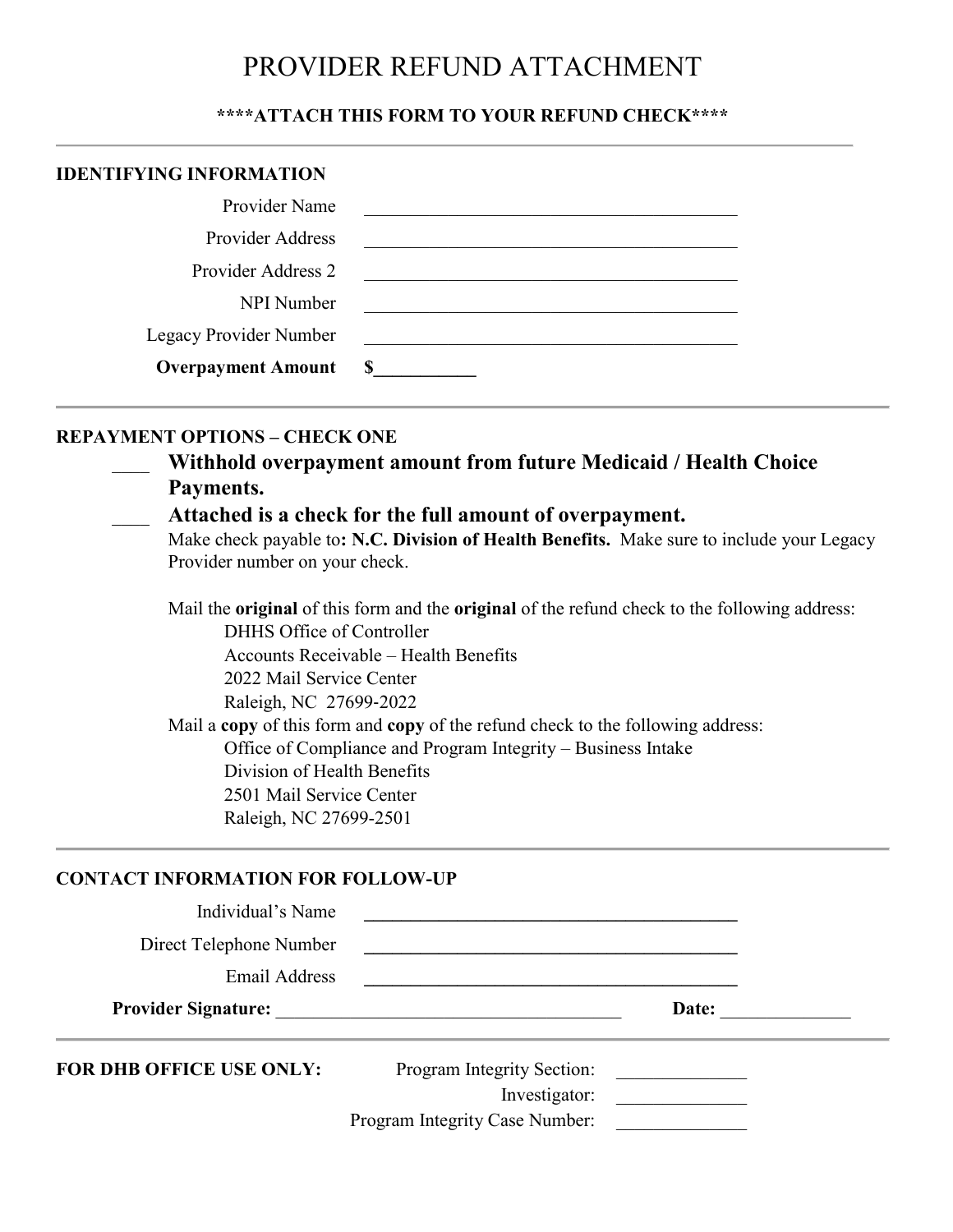# PROVIDER REFUND ATTACHMENT

**\*\*\*\*ATTACH THIS FORM TO YOUR REFUND CHECK\*\*\*\***

---

**IDENTIFYING INFORMATION**

| | |
|---|---|
| Provider Name | ________________________________________ |
| Provider Address | ________________________________________ |
| Provider Address 2 | ________________________________________ |
| NPI Number | ________________________________________ |
| Legacy Provider Number | ________________________________________ |
| **Overpayment Amount** | **$__________** |

---

**REPAYMENT OPTIONS – CHECK ONE**

____ **Withhold overpayment amount from future Medicaid / Health Choice Payments.**

____ **Attached is a check for the full amount of overpayment.**

Make check payable to**: N.C. Division of Health Benefits.** Make sure to include your Legacy Provider number on your check.

Mail the **original** of this form and the **original** of the refund check to the following address:

DHHS Office of Controller
Accounts Receivable – Health Benefits
2022 Mail Service Center
Raleigh, NC 27699-2022

Mail a **copy** of this form and **copy** of the refund check to the following address:

Office of Compliance and Program Integrity – Business Intake
Division of Health Benefits
2501 Mail Service Center
Raleigh, NC 27699-2501

---

**CONTACT INFORMATION FOR FOLLOW-UP**

| | |
|---|---|
| Individual's Name | ________________________________________ |
| Direct Telephone Number | ________________________________________ |
| Email Address | ________________________________________ |

**Provider Signature:** ____________________________________ **Date:** _____________

---

**FOR DHB OFFICE USE ONLY:**

| | |
|---|---|
| Program Integrity Section: | _____________ |
| Investigator: | _____________ |
| Program Integrity Case Number: | _____________ |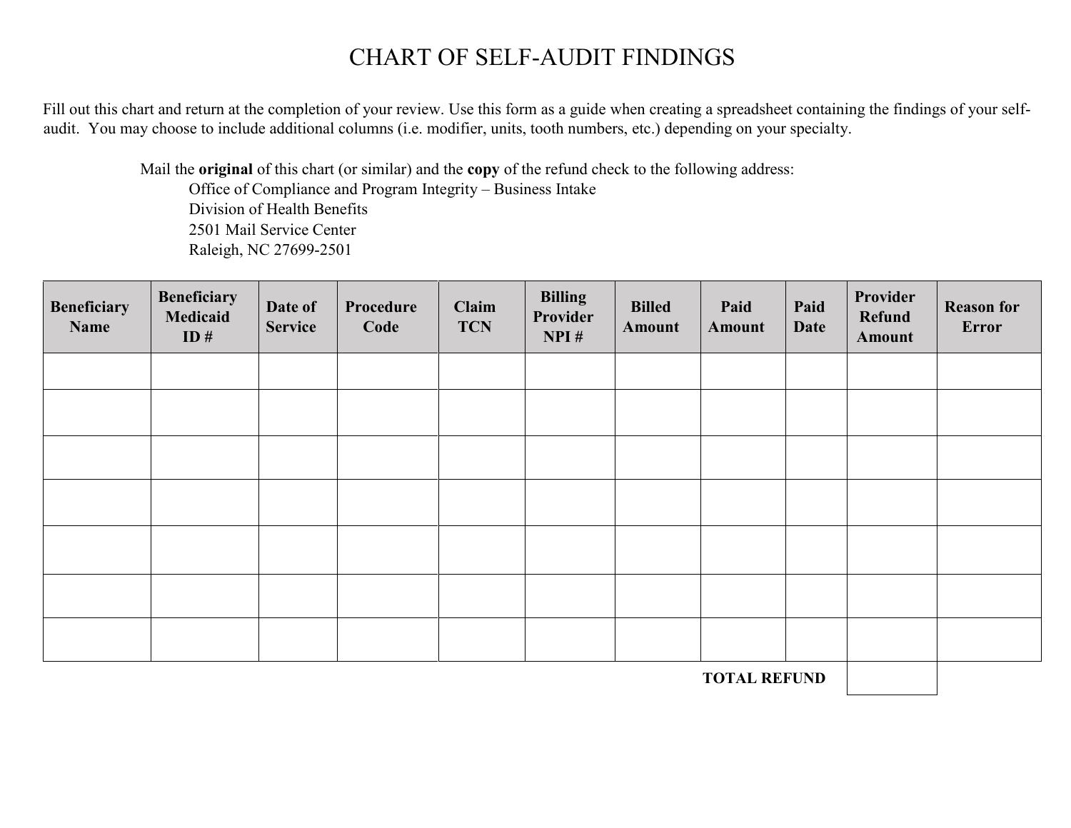# CHART OF SELF-AUDIT FINDINGS

Fill out this chart and return at the completion of your review. Use this form as a guide when creating a spreadsheet containing the findings of your self-audit. You may choose to include additional columns (i.e. modifier, units, tooth numbers, etc.) depending on your specialty.

Mail the **original** of this chart (or similar) and the **copy** of the refund check to the following address:

Office of Compliance and Program Integrity – Business Intake
Division of Health Benefits
2501 Mail Service Center
Raleigh, NC 27699-2501

| Beneficiary Name | Beneficiary Medicaid ID # | Date of Service | Procedure Code | Claim TCN | Billing Provider NPI # | Billed Amount | Paid Amount | Paid Date | Provider Refund Amount | Reason for Error |
|---|---|---|---|---|---|---|---|---|---|---|
| | | | | | | | | | | |
| | | | | | | | | | | |
| | | | | | | | | | | |
| | | | | | | | | | | |
| | | | | | | | | | | |
| | | | | | | | | | | |
| | | | | | | | | | | |
| | | | | | | | | **TOTAL REFUND** | | |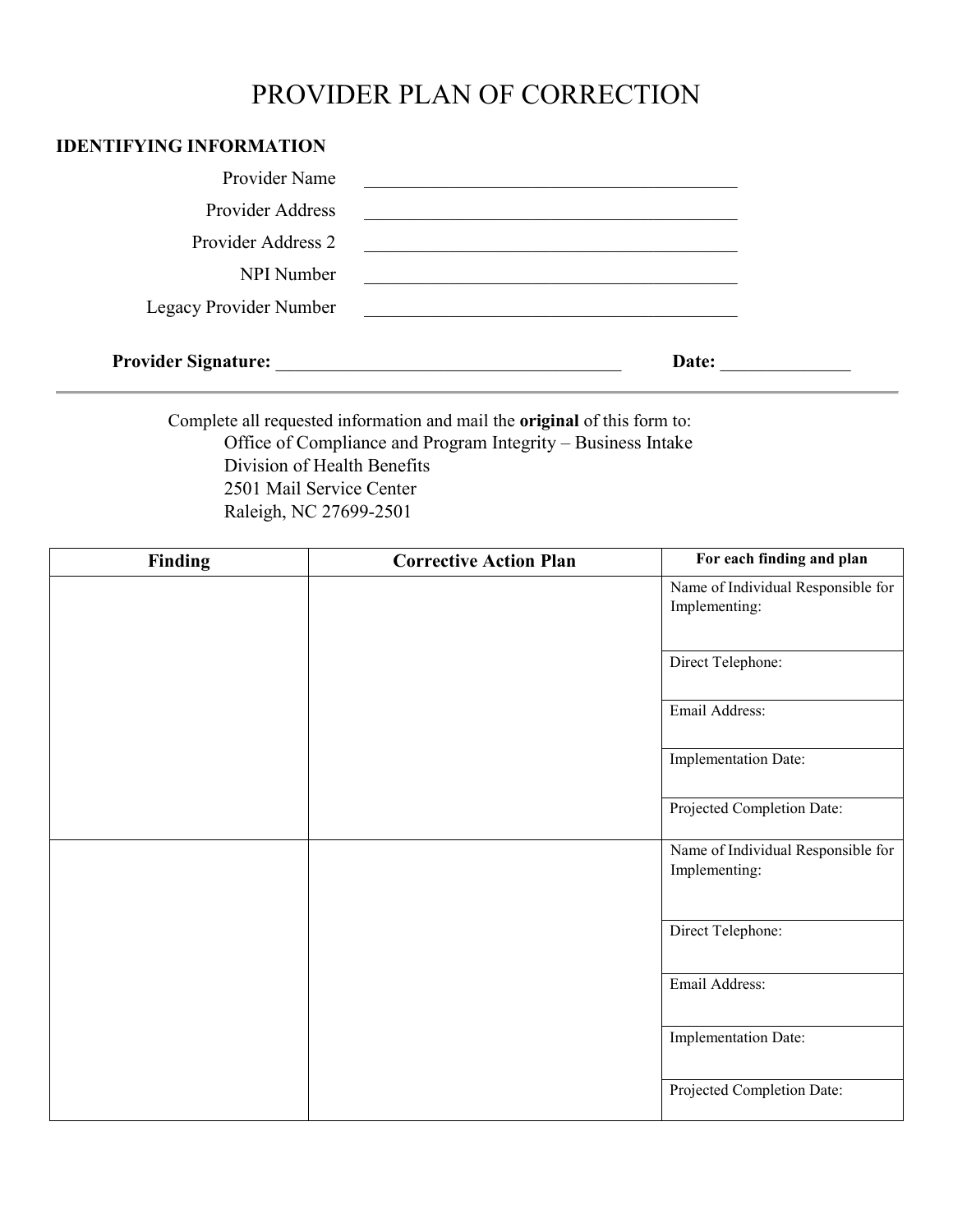# PROVIDER PLAN OF CORRECTION

**IDENTIFYING INFORMATION**

Provider Name \_\_\_\_\_\_\_\_\_\_\_\_\_\_\_\_\_\_\_\_\_\_\_\_\_\_\_\_\_\_\_\_\_\_\_\_\_\_\_\_

Provider Address \_\_\_\_\_\_\_\_\_\_\_\_\_\_\_\_\_\_\_\_\_\_\_\_\_\_\_\_\_\_\_\_\_\_\_\_\_\_\_\_

Provider Address 2 \_\_\_\_\_\_\_\_\_\_\_\_\_\_\_\_\_\_\_\_\_\_\_\_\_\_\_\_\_\_\_\_\_\_\_\_\_\_\_\_

NPI Number \_\_\_\_\_\_\_\_\_\_\_\_\_\_\_\_\_\_\_\_\_\_\_\_\_\_\_\_\_\_\_\_\_\_\_\_\_\_\_\_

Legacy Provider Number \_\_\_\_\_\_\_\_\_\_\_\_\_\_\_\_\_\_\_\_\_\_\_\_\_\_\_\_\_\_\_\_\_\_\_\_\_\_\_\_

**Provider Signature:** \_\_\_\_\_\_\_\_\_\_\_\_\_\_\_\_\_\_\_\_\_\_\_\_\_\_\_\_\_\_\_\_\_\_\_\_\_\_ **Date:** \_\_\_\_\_\_\_\_\_\_\_\_\_\_

---

Complete all requested information and mail the **original** of this form to:

Office of Compliance and Program Integrity – Business Intake
Division of Health Benefits
2501 Mail Service Center
Raleigh, NC 27699-2501

| Finding | Corrective Action Plan | For each finding and plan |
|---|---|---|
| | | Name of Individual Responsible for Implementing: |
| | | Direct Telephone: |
| | | Email Address: |
| | | Implementation Date: |
| | | Projected Completion Date: |
| | | Name of Individual Responsible for Implementing: |
| | | Direct Telephone: |
| | | Email Address: |
| | | Implementation Date: |
| | | Projected Completion Date: |